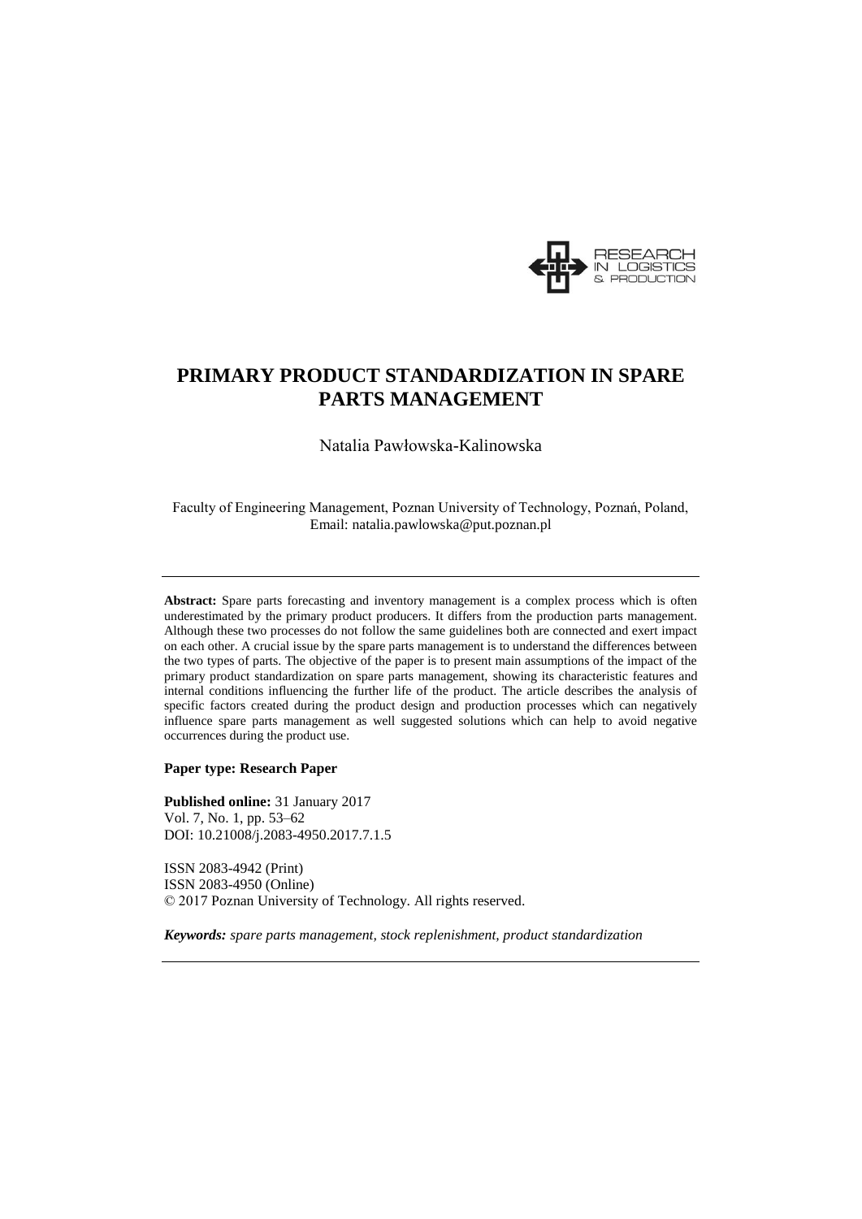# PRIMARY PRODUCT STANDARDIZATION IN SPARE PARTS MANAGEMENT

Natalia Pawłowska-Kalinowska

Faculty of Engineering Management, Poznan University of Technology, Poznań, Poland, Email: natalia.pawlowska@put.poznan.pl

**Abstract:** Spare parts forecasting and inventory management is a complex process which is often underestimated by the primary product producers. It differs from the production parts management. Although these two processes do not follow the same guidelines both are connected and exert impact on each other. A crucial issue by the spare parts management is to understand the differences between the two types of parts. The objective of the paper is to present main assumptions of the impact of the primary product standardization on spare parts management, showing its characteristic features and internal conditions influencing the further life of the product. The article describes the analysis of specific factors created during the product design and production processes which can negatively influence spare parts management as well suggested solutions which can help to avoid negative occurrences during the product use.

**Paper type: Research Paper**

**Published online:** 31 January 2017
Vol. 7, No. 1, pp. 53–62
DOI: 10.21008/j.2083-4950.2017.7.1.5

ISSN 2083-4942 (Print)
ISSN 2083-4950 (Online)
© 2017 Poznan University of Technology. All rights reserved.

***Keywords:*** *spare parts management, stock replenishment, product standardization*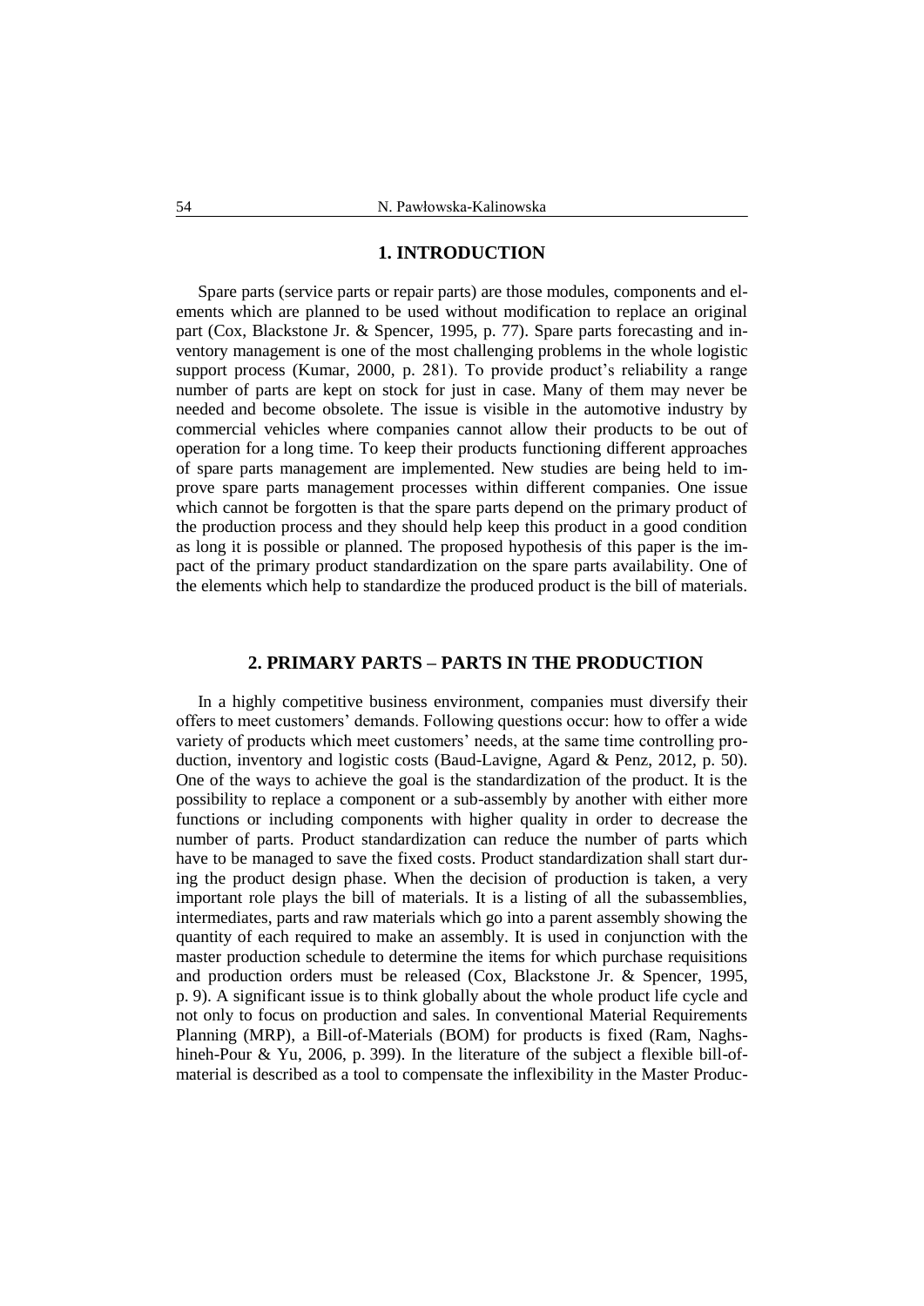## 1. INTRODUCTION

Spare parts (service parts or repair parts) are those modules, components and elements which are planned to be used without modification to replace an original part (Cox, Blackstone Jr. & Spencer, 1995, p. 77). Spare parts forecasting and inventory management is one of the most challenging problems in the whole logistic support process (Kumar, 2000, p. 281). To provide product's reliability a range number of parts are kept on stock for just in case. Many of them may never be needed and become obsolete. The issue is visible in the automotive industry by commercial vehicles where companies cannot allow their products to be out of operation for a long time. To keep their products functioning different approaches of spare parts management are implemented. New studies are being held to improve spare parts management processes within different companies. One issue which cannot be forgotten is that the spare parts depend on the primary product of the production process and they should help keep this product in a good condition as long it is possible or planned. The proposed hypothesis of this paper is the impact of the primary product standardization on the spare parts availability. One of the elements which help to standardize the produced product is the bill of materials.

## 2. PRIMARY PARTS – PARTS IN THE PRODUCTION

In a highly competitive business environment, companies must diversify their offers to meet customers' demands. Following questions occur: how to offer a wide variety of products which meet customers' needs, at the same time controlling production, inventory and logistic costs (Baud-Lavigne, Agard & Penz, 2012, p. 50). One of the ways to achieve the goal is the standardization of the product. It is the possibility to replace a component or a sub-assembly by another with either more functions or including components with higher quality in order to decrease the number of parts. Product standardization can reduce the number of parts which have to be managed to save the fixed costs. Product standardization shall start during the product design phase. When the decision of production is taken, a very important role plays the bill of materials. It is a listing of all the subassemblies, intermediates, parts and raw materials which go into a parent assembly showing the quantity of each required to make an assembly. It is used in conjunction with the master production schedule to determine the items for which purchase requisitions and production orders must be released (Cox, Blackstone Jr. & Spencer, 1995, p. 9). A significant issue is to think globally about the whole product life cycle and not only to focus on production and sales. In conventional Material Requirements Planning (MRP), a Bill-of-Materials (BOM) for products is fixed (Ram, Naghshineh-Pour & Yu, 2006, p. 399). In the literature of the subject a flexible bill-of-material is described as a tool to compensate the inflexibility in the Master Produc-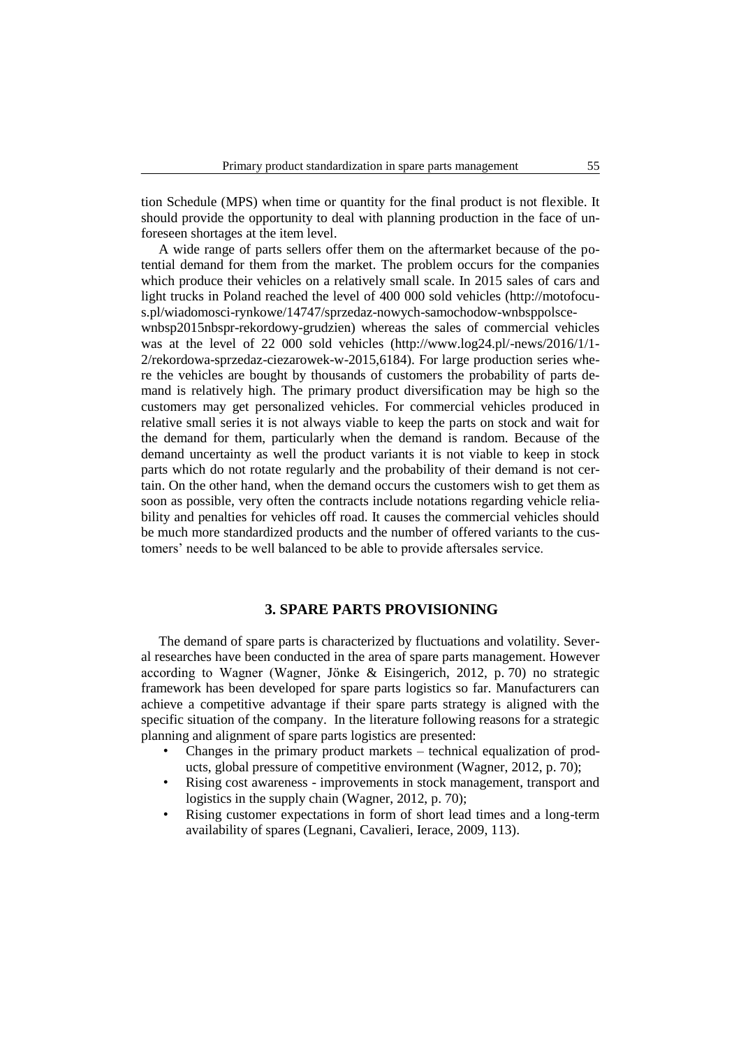tion Schedule (MPS) when time or quantity for the final product is not flexible. It should provide the opportunity to deal with planning production in the face of unforeseen shortages at the item level.

A wide range of parts sellers offer them on the aftermarket because of the potential demand for them from the market. The problem occurs for the companies which produce their vehicles on a relatively small scale. In 2015 sales of cars and light trucks in Poland reached the level of 400 000 sold vehicles (http://motofocus.pl/wiadomosci-rynkowe/14747/sprzedaz-nowych-samochodow-wnbsppolsce-wnbsp2015nbspr-rekordowy-grudzien) whereas the sales of commercial vehicles was at the level of 22 000 sold vehicles (http://www.log24.pl/-news/2016/1/1-2/rekordowa-sprzedaz-ciezarowek-w-2015,6184). For large production series where the vehicles are bought by thousands of customers the probability of parts demand is relatively high. The primary product diversification may be high so the customers may get personalized vehicles. For commercial vehicles produced in relative small series it is not always viable to keep the parts on stock and wait for the demand for them, particularly when the demand is random. Because of the demand uncertainty as well the product variants it is not viable to keep in stock parts which do not rotate regularly and the probability of their demand is not certain. On the other hand, when the demand occurs the customers wish to get them as soon as possible, very often the contracts include notations regarding vehicle reliability and penalties for vehicles off road. It causes the commercial vehicles should be much more standardized products and the number of offered variants to the customers' needs to be well balanced to be able to provide aftersales service.

## 3. SPARE PARTS PROVISIONING

The demand of spare parts is characterized by fluctuations and volatility. Several researches have been conducted in the area of spare parts management. However according to Wagner (Wagner, Jönke & Eisingerich, 2012, p. 70) no strategic framework has been developed for spare parts logistics so far. Manufacturers can achieve a competitive advantage if their spare parts strategy is aligned with the specific situation of the company. In the literature following reasons for a strategic planning and alignment of spare parts logistics are presented:

- Changes in the primary product markets – technical equalization of products, global pressure of competitive environment (Wagner, 2012, p. 70);
- Rising cost awareness - improvements in stock management, transport and logistics in the supply chain (Wagner, 2012, p. 70);
- Rising customer expectations in form of short lead times and a long-term availability of spares (Legnani, Cavalieri, Ierace, 2009, 113).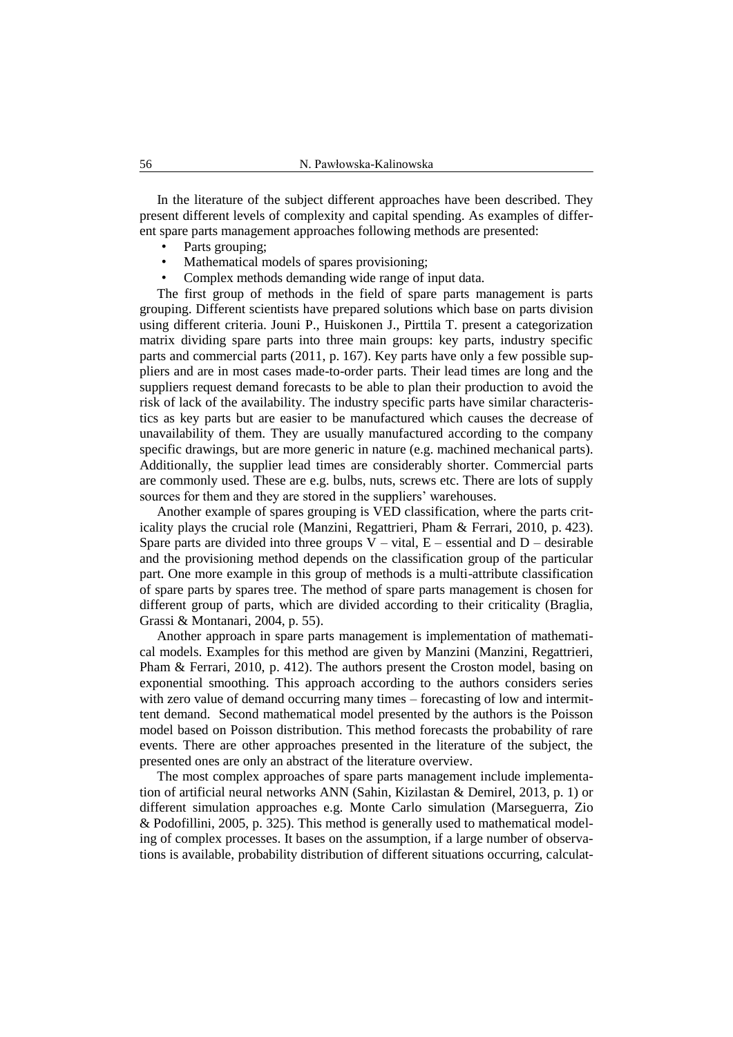In the literature of the subject different approaches have been described. They present different levels of complexity and capital spending. As examples of different spare parts management approaches following methods are presented:

- Parts grouping;
- Mathematical models of spares provisioning;
- Complex methods demanding wide range of input data.

The first group of methods in the field of spare parts management is parts grouping. Different scientists have prepared solutions which base on parts division using different criteria. Jouni P., Huiskonen J., Pirttila T. present a categorization matrix dividing spare parts into three main groups: key parts, industry specific parts and commercial parts (2011, p. 167). Key parts have only a few possible suppliers and are in most cases made-to-order parts. Their lead times are long and the suppliers request demand forecasts to be able to plan their production to avoid the risk of lack of the availability. The industry specific parts have similar characteristics as key parts but are easier to be manufactured which causes the decrease of unavailability of them. They are usually manufactured according to the company specific drawings, but are more generic in nature (e.g. machined mechanical parts). Additionally, the supplier lead times are considerably shorter. Commercial parts are commonly used. These are e.g. bulbs, nuts, screws etc. There are lots of supply sources for them and they are stored in the suppliers' warehouses.

Another example of spares grouping is VED classification, where the parts criticality plays the crucial role (Manzini, Regattrieri, Pham & Ferrari, 2010, p. 423). Spare parts are divided into three groups V – vital, E – essential and D – desirable and the provisioning method depends on the classification group of the particular part. One more example in this group of methods is a multi-attribute classification of spare parts by spares tree. The method of spare parts management is chosen for different group of parts, which are divided according to their criticality (Braglia, Grassi & Montanari, 2004, p. 55).

Another approach in spare parts management is implementation of mathematical models. Examples for this method are given by Manzini (Manzini, Regattrieri, Pham & Ferrari, 2010, p. 412). The authors present the Croston model, basing on exponential smoothing. This approach according to the authors considers series with zero value of demand occurring many times – forecasting of low and intermittent demand. Second mathematical model presented by the authors is the Poisson model based on Poisson distribution. This method forecasts the probability of rare events. There are other approaches presented in the literature of the subject, the presented ones are only an abstract of the literature overview.

The most complex approaches of spare parts management include implementation of artificial neural networks ANN (Sahin, Kizilastan & Demirel, 2013, p. 1) or different simulation approaches e.g. Monte Carlo simulation (Marseguerra, Zio & Podofillini, 2005, p. 325). This method is generally used to mathematical modeling of complex processes. It bases on the assumption, if a large number of observations is available, probability distribution of different situations occurring, calculat-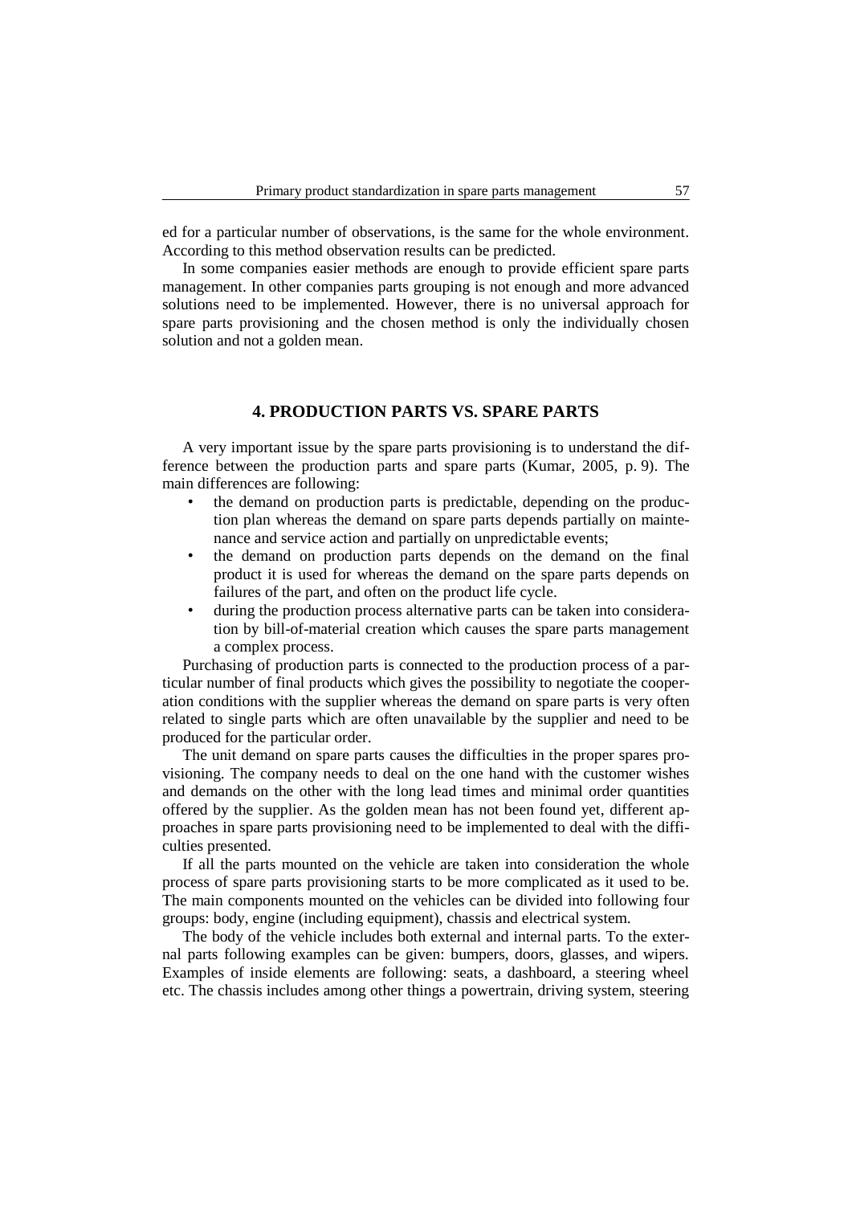ed for a particular number of observations, is the same for the whole environment. According to this method observation results can be predicted.

In some companies easier methods are enough to provide efficient spare parts management. In other companies parts grouping is not enough and more advanced solutions need to be implemented. However, there is no universal approach for spare parts provisioning and the chosen method is only the individually chosen solution and not a golden mean.

## 4. PRODUCTION PARTS VS. SPARE PARTS

A very important issue by the spare parts provisioning is to understand the difference between the production parts and spare parts (Kumar, 2005, p. 9). The main differences are following:

- the demand on production parts is predictable, depending on the production plan whereas the demand on spare parts depends partially on maintenance and service action and partially on unpredictable events;
- the demand on production parts depends on the demand on the final product it is used for whereas the demand on the spare parts depends on failures of the part, and often on the product life cycle.
- during the production process alternative parts can be taken into consideration by bill-of-material creation which causes the spare parts management a complex process.

Purchasing of production parts is connected to the production process of a particular number of final products which gives the possibility to negotiate the cooperation conditions with the supplier whereas the demand on spare parts is very often related to single parts which are often unavailable by the supplier and need to be produced for the particular order.

The unit demand on spare parts causes the difficulties in the proper spares provisioning. The company needs to deal on the one hand with the customer wishes and demands on the other with the long lead times and minimal order quantities offered by the supplier. As the golden mean has not been found yet, different approaches in spare parts provisioning need to be implemented to deal with the difficulties presented.

If all the parts mounted on the vehicle are taken into consideration the whole process of spare parts provisioning starts to be more complicated as it used to be. The main components mounted on the vehicles can be divided into following four groups: body, engine (including equipment), chassis and electrical system.

The body of the vehicle includes both external and internal parts. To the external parts following examples can be given: bumpers, doors, glasses, and wipers. Examples of inside elements are following: seats, a dashboard, a steering wheel etc. The chassis includes among other things a powertrain, driving system, steering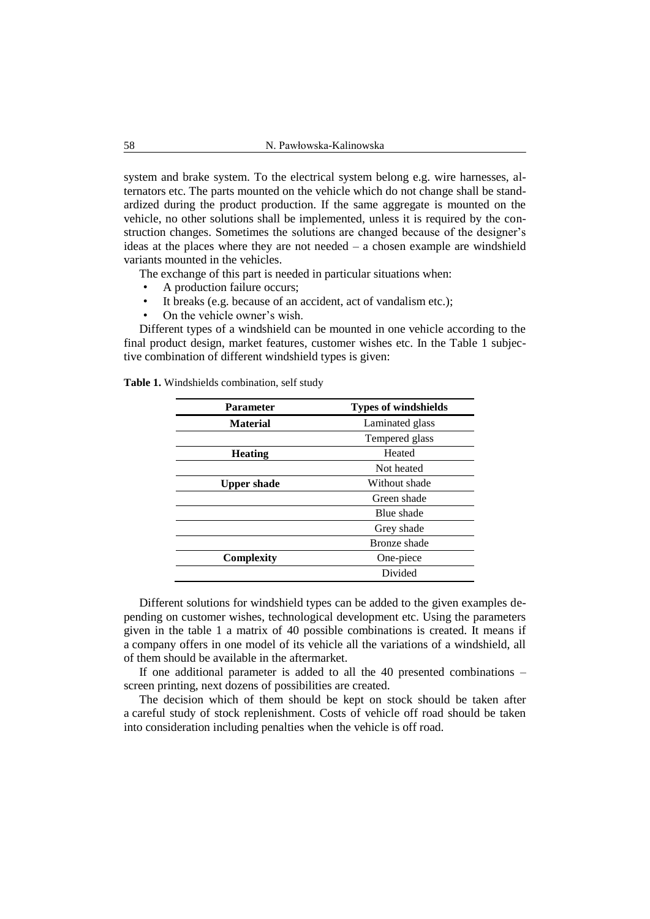system and brake system. To the electrical system belong e.g. wire harnesses, alternators etc. The parts mounted on the vehicle which do not change shall be standardized during the product production. If the same aggregate is mounted on the vehicle, no other solutions shall be implemented, unless it is required by the construction changes. Sometimes the solutions are changed because of the designer's ideas at the places where they are not needed – a chosen example are windshield variants mounted in the vehicles.

The exchange of this part is needed in particular situations when:

- A production failure occurs;
- It breaks (e.g. because of an accident, act of vandalism etc.);
- On the vehicle owner's wish.

Different types of a windshield can be mounted in one vehicle according to the final product design, market features, customer wishes etc. In the Table 1 subjective combination of different windshield types is given:

**Table 1.** Windshields combination, self study

| Parameter | Types of windshields |
|---|---|
| **Material** | Laminated glass |
| | Tempered glass |
| **Heating** | Heated |
| | Not heated |
| **Upper shade** | Without shade |
| | Green shade |
| | Blue shade |
| | Grey shade |
| | Bronze shade |
| **Complexity** | One-piece |
| | Divided |

Different solutions for windshield types can be added to the given examples depending on customer wishes, technological development etc. Using the parameters given in the table 1 a matrix of 40 possible combinations is created. It means if a company offers in one model of its vehicle all the variations of a windshield, all of them should be available in the aftermarket.

If one additional parameter is added to all the 40 presented combinations – screen printing, next dozens of possibilities are created.

The decision which of them should be kept on stock should be taken after a careful study of stock replenishment. Costs of vehicle off road should be taken into consideration including penalties when the vehicle is off road.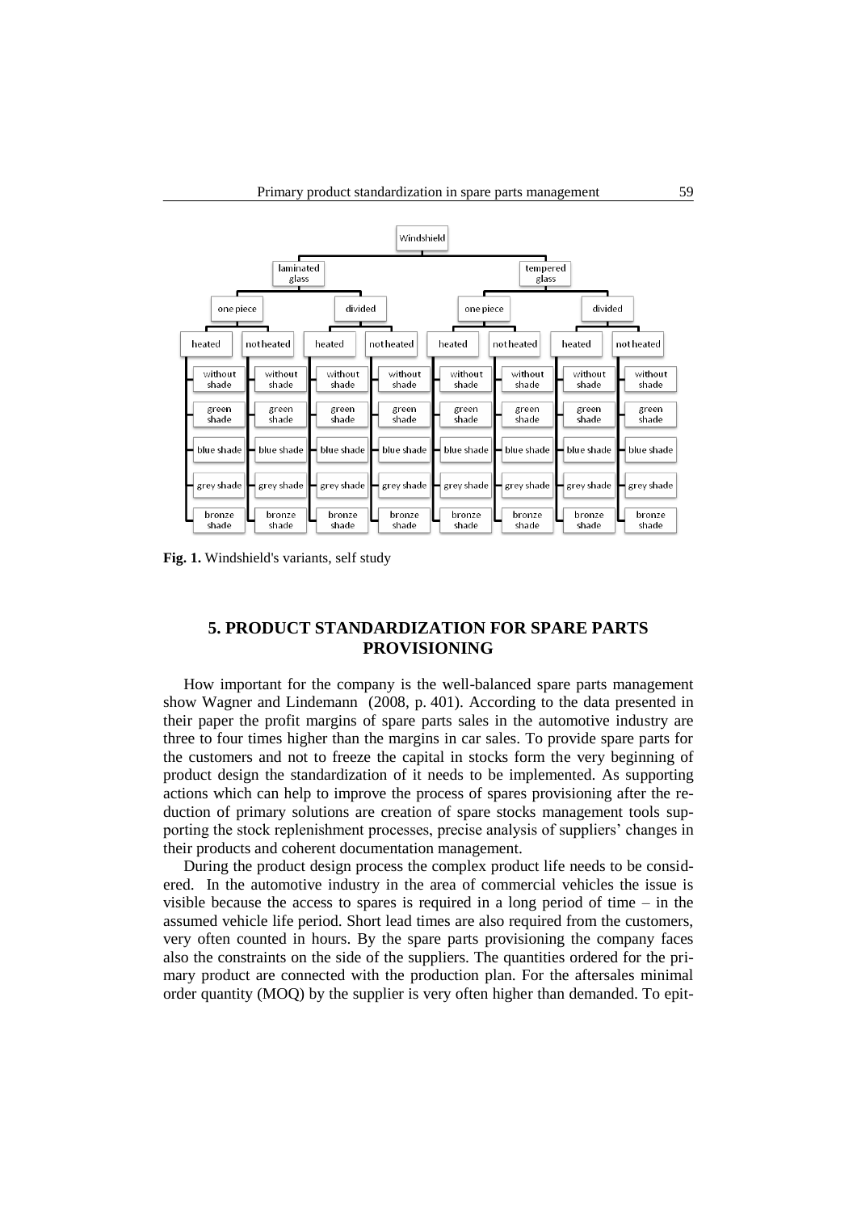**Fig. 1.** Windshield's variants, self study

## 5. PRODUCT STANDARDIZATION FOR SPARE PARTS PROVISIONING

How important for the company is the well-balanced spare parts management show Wagner and Lindemann (2008, p. 401). According to the data presented in their paper the profit margins of spare parts sales in the automotive industry are three to four times higher than the margins in car sales. To provide spare parts for the customers and not to freeze the capital in stocks form the very beginning of product design the standardization of it needs to be implemented. As supporting actions which can help to improve the process of spares provisioning after the reduction of primary solutions are creation of spare stocks management tools supporting the stock replenishment processes, precise analysis of suppliers' changes in their products and coherent documentation management.

During the product design process the complex product life needs to be considered. In the automotive industry in the area of commercial vehicles the issue is visible because the access to spares is required in a long period of time – in the assumed vehicle life period. Short lead times are also required from the customers, very often counted in hours. By the spare parts provisioning the company faces also the constraints on the side of the suppliers. The quantities ordered for the primary product are connected with the production plan. For the aftersales minimal order quantity (MOQ) by the supplier is very often higher than demanded. To epit-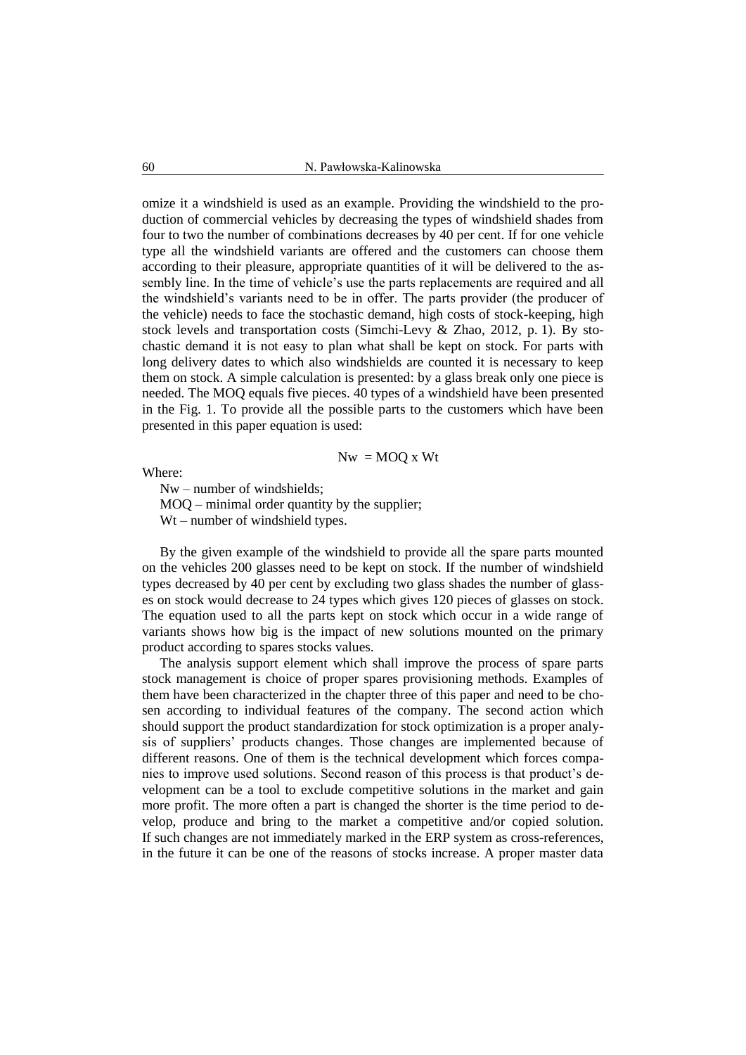omize it a windshield is used as an example. Providing the windshield to the production of commercial vehicles by decreasing the types of windshield shades from four to two the number of combinations decreases by 40 per cent. If for one vehicle type all the windshield variants are offered and the customers can choose them according to their pleasure, appropriate quantities of it will be delivered to the assembly line. In the time of vehicle's use the parts replacements are required and all the windshield's variants need to be in offer. The parts provider (the producer of the vehicle) needs to face the stochastic demand, high costs of stock-keeping, high stock levels and transportation costs (Simchi-Levy & Zhao, 2012, p. 1). By stochastic demand it is not easy to plan what shall be kept on stock. For parts with long delivery dates to which also windshields are counted it is necessary to keep them on stock. A simple calculation is presented: by a glass break only one piece is needed. The MOQ equals five pieces. 40 types of a windshield have been presented in the Fig. 1. To provide all the possible parts to the customers which have been presented in this paper equation is used:

$$Nw = MOQ \times Wt$$

Where:

Nw – number of windshields;
MOQ – minimal order quantity by the supplier;
Wt – number of windshield types.

By the given example of the windshield to provide all the spare parts mounted on the vehicles 200 glasses need to be kept on stock. If the number of windshield types decreased by 40 per cent by excluding two glass shades the number of glasses on stock would decrease to 24 types which gives 120 pieces of glasses on stock. The equation used to all the parts kept on stock which occur in a wide range of variants shows how big is the impact of new solutions mounted on the primary product according to spares stocks values.

The analysis support element which shall improve the process of spare parts stock management is choice of proper spares provisioning methods. Examples of them have been characterized in the chapter three of this paper and need to be chosen according to individual features of the company. The second action which should support the product standardization for stock optimization is a proper analysis of suppliers' products changes. Those changes are implemented because of different reasons. One of them is the technical development which forces companies to improve used solutions. Second reason of this process is that product's development can be a tool to exclude competitive solutions in the market and gain more profit. The more often a part is changed the shorter is the time period to develop, produce and bring to the market a competitive and/or copied solution. If such changes are not immediately marked in the ERP system as cross-references, in the future it can be one of the reasons of stocks increase. A proper master data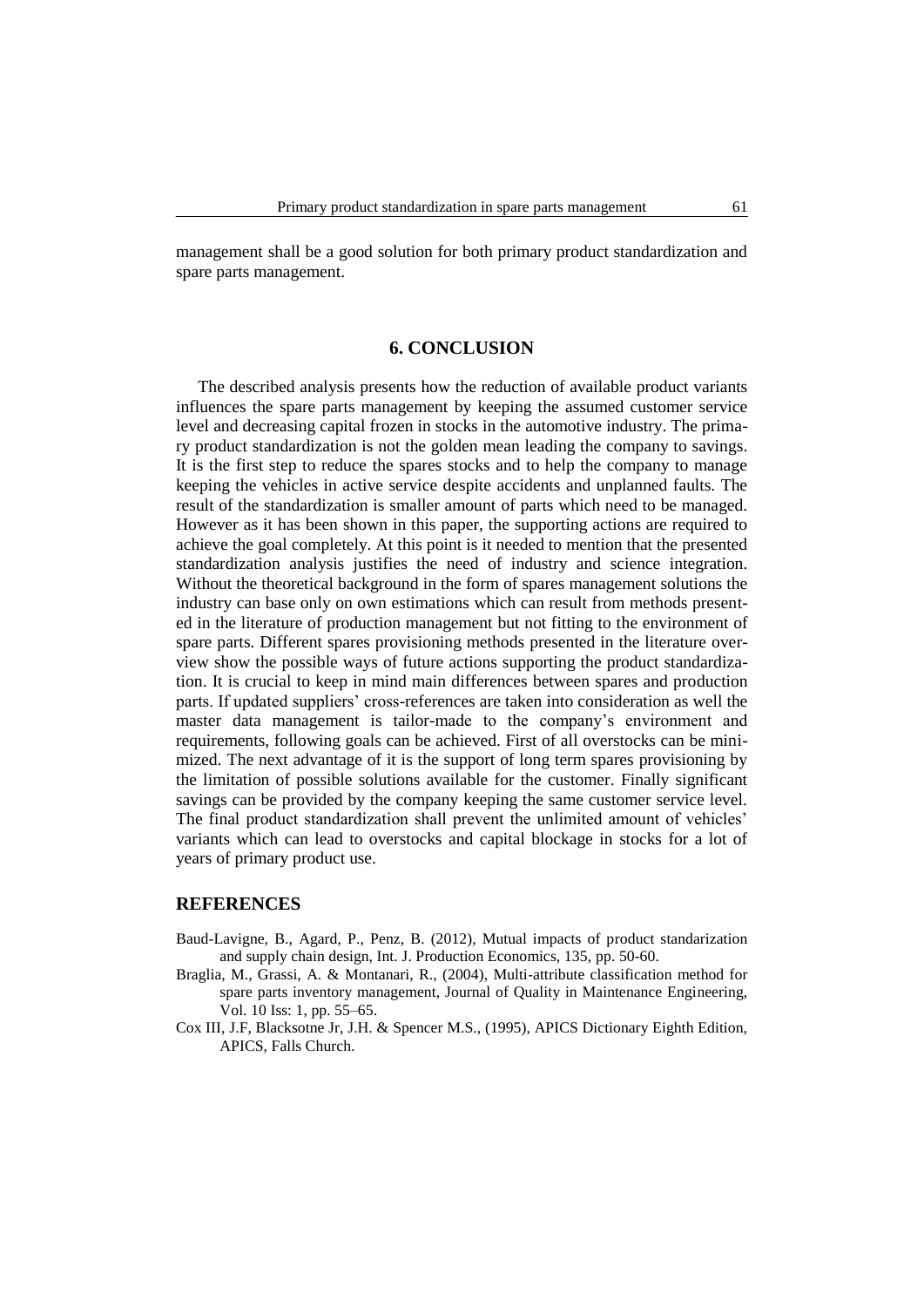management shall be a good solution for both primary product standardization and spare parts management.

## 6. CONCLUSION

The described analysis presents how the reduction of available product variants influences the spare parts management by keeping the assumed customer service level and decreasing capital frozen in stocks in the automotive industry. The primary product standardization is not the golden mean leading the company to savings. It is the first step to reduce the spares stocks and to help the company to manage keeping the vehicles in active service despite accidents and unplanned faults. The result of the standardization is smaller amount of parts which need to be managed. However as it has been shown in this paper, the supporting actions are required to achieve the goal completely. At this point is it needed to mention that the presented standardization analysis justifies the need of industry and science integration. Without the theoretical background in the form of spares management solutions the industry can base only on own estimations which can result from methods presented in the literature of production management but not fitting to the environment of spare parts. Different spares provisioning methods presented in the literature overview show the possible ways of future actions supporting the product standardization. It is crucial to keep in mind main differences between spares and production parts. If updated suppliers' cross-references are taken into consideration as well the master data management is tailor-made to the company's environment and requirements, following goals can be achieved. First of all overstocks can be minimized. The next advantage of it is the support of long term spares provisioning by the limitation of possible solutions available for the customer. Finally significant savings can be provided by the company keeping the same customer service level. The final product standardization shall prevent the unlimited amount of vehicles' variants which can lead to overstocks and capital blockage in stocks for a lot of years of primary product use.

## REFERENCES

Baud-Lavigne, B., Agard, P., Penz, B. (2012), Mutual impacts of product standarization and supply chain design, Int. J. Production Economics, 135, pp. 50-60.

Braglia, M., Grassi, A. & Montanari, R., (2004), Multi-attribute classification method for spare parts inventory management, Journal of Quality in Maintenance Engineering, Vol. 10 Iss: 1, pp. 55–65.

Cox III, J.F, Blacksotne Jr, J.H. & Spencer M.S., (1995), APICS Dictionary Eighth Edition, APICS, Falls Church.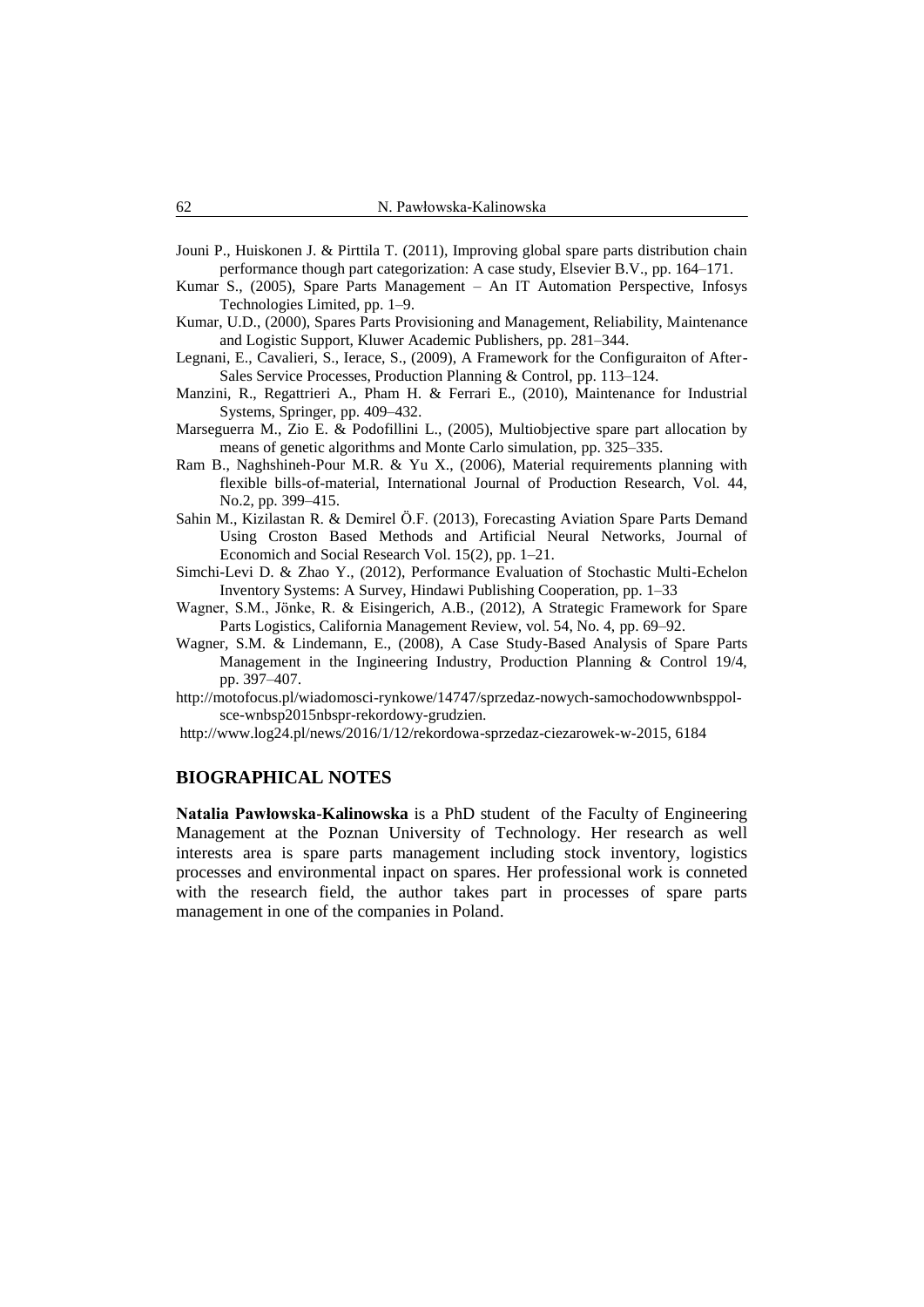Jouni P., Huiskonen J. & Pirttila T. (2011), Improving global spare parts distribution chain performance though part categorization: A case study, Elsevier B.V., pp. 164–171.

Kumar S., (2005), Spare Parts Management – An IT Automation Perspective, Infosys Technologies Limited, pp. 1–9.

Kumar, U.D., (2000), Spares Parts Provisioning and Management, Reliability, Maintenance and Logistic Support, Kluwer Academic Publishers, pp. 281–344.

Legnani, E., Cavalieri, S., Ierace, S., (2009), A Framework for the Configuraiton of After-Sales Service Processes, Production Planning & Control, pp. 113–124.

Manzini, R., Regattrieri A., Pham H. & Ferrari E., (2010), Maintenance for Industrial Systems, Springer, pp. 409–432.

Marseguerra M., Zio E. & Podofillini L., (2005), Multiobjective spare part allocation by means of genetic algorithms and Monte Carlo simulation, pp. 325–335.

Ram B., Naghshineh-Pour M.R. & Yu X., (2006), Material requirements planning with flexible bills-of-material, International Journal of Production Research, Vol. 44, No.2, pp. 399–415.

Sahin M., Kizilastan R. & Demirel Ö.F. (2013), Forecasting Aviation Spare Parts Demand Using Croston Based Methods and Artificial Neural Networks, Journal of Economich and Social Research Vol. 15(2), pp. 1–21.

Simchi-Levi D. & Zhao Y., (2012), Performance Evaluation of Stochastic Multi-Echelon Inventory Systems: A Survey, Hindawi Publishing Cooperation, pp. 1–33

Wagner, S.M., Jönke, R. & Eisingerich, A.B., (2012), A Strategic Framework for Spare Parts Logistics, California Management Review, vol. 54, No. 4, pp. 69–92.

Wagner, S.M. & Lindemann, E., (2008), A Case Study-Based Analysis of Spare Parts Management in the Ingineering Industry, Production Planning & Control 19/4, pp. 397–407.

http://motofocus.pl/wiadomosci-rynkowe/14747/sprzedaz-nowych-samochodowwnbsppol-sce-wnbsp2015nbspr-rekordowy-grudzien.

http://www.log24.pl/news/2016/1/12/rekordowa-sprzedaz-ciezarowek-w-2015, 6184

## BIOGRAPHICAL NOTES

**Natalia Pawłowska-Kalinowska** is a PhD student of the Faculty of Engineering Management at the Poznan University of Technology. Her research as well interests area is spare parts management including stock inventory, logistics processes and environmental inpact on spares. Her professional work is conneted with the research field, the author takes part in processes of spare parts management in one of the companies in Poland.